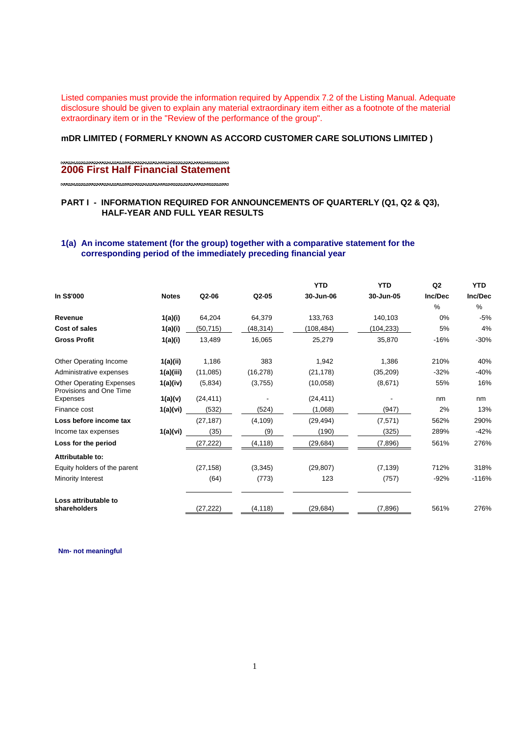Listed companies must provide the information required by Appendix 7.2 of the Listing Manual. Adequate disclosure should be given to explain any material extraordinary item either as a footnote of the material extraordinary item or in the "Review of the performance of the group".

**mDR LIMITED ( FORMERLY KNOWN AS ACCORD CUSTOMER CARE SOLUTIONS LIMITED )**

## 2006 First Half Financial Statement

### PART I - INFORMATION REQUIRED FOR ANNOUNCEMENTS OF QUARTERLY (Q1, Q2 & Q3), HALF-YEAR AND FULL YEAR RESULTS

### 1(a) An income statement (for the group) together with a comparative statement for the corresponding period of the immediately preceding financial year

| In S$'000 | Notes | Q2-06 | Q2-05 | YTD 30-Jun-06 | YTD 30-Jun-05 | Q2 Inc/Dec | YTD Inc/Dec |
|---|---|---|---|---|---|---|---|
| | | | | | | % | % |
| **Revenue** | **1(a)(i)** | 64,204 | 64,379 | 133,763 | 140,103 | 0% | -5% |
| **Cost of sales** | **1(a)(i)** | (50,715) | (48,314) | (108,484) | (104,233) | 5% | 4% |
| **Gross Profit** | **1(a)(i)** | 13,489 | 16,065 | 25,279 | 35,870 | -16% | -30% |
| Other Operating Income | **1(a)(ii)** | 1,186 | 383 | 1,942 | 1,386 | 210% | 40% |
| Administrative expenses | **1(a)(iii)** | (11,085) | (16,278) | (21,178) | (35,209) | -32% | -40% |
| Other Operating Expenses | **1(a)(iv)** | (5,834) | (3,755) | (10,058) | (8,671) | 55% | 16% |
| Provisions and One Time Expenses | **1(a)(v)** | (24,411) | - | (24,411) | - | nm | nm |
| Finance cost | **1(a)(vi)** | (532) | (524) | (1,068) | (947) | 2% | 13% |
| **Loss before income tax** | | (27,187) | (4,109) | (29,494) | (7,571) | 562% | 290% |
| Income tax expenses | **1(a)(vi)** | (35) | (9) | (190) | (325) | 289% | -42% |
| **Loss for the period** | | (27,222) | (4,118) | (29,684) | (7,896) | 561% | 276% |
| **Attributable to:** | | | | | | | |
| Equity holders of the parent | | (27,158) | (3,345) | (29,807) | (7,139) | 712% | 318% |
| Minority Interest | | (64) | (773) | 123 | (757) | -92% | -116% |
| **Loss attributable to shareholders** | | (27,222) | (4,118) | (29,684) | (7,896) | 561% | 276% |

**Nm- not meaningful**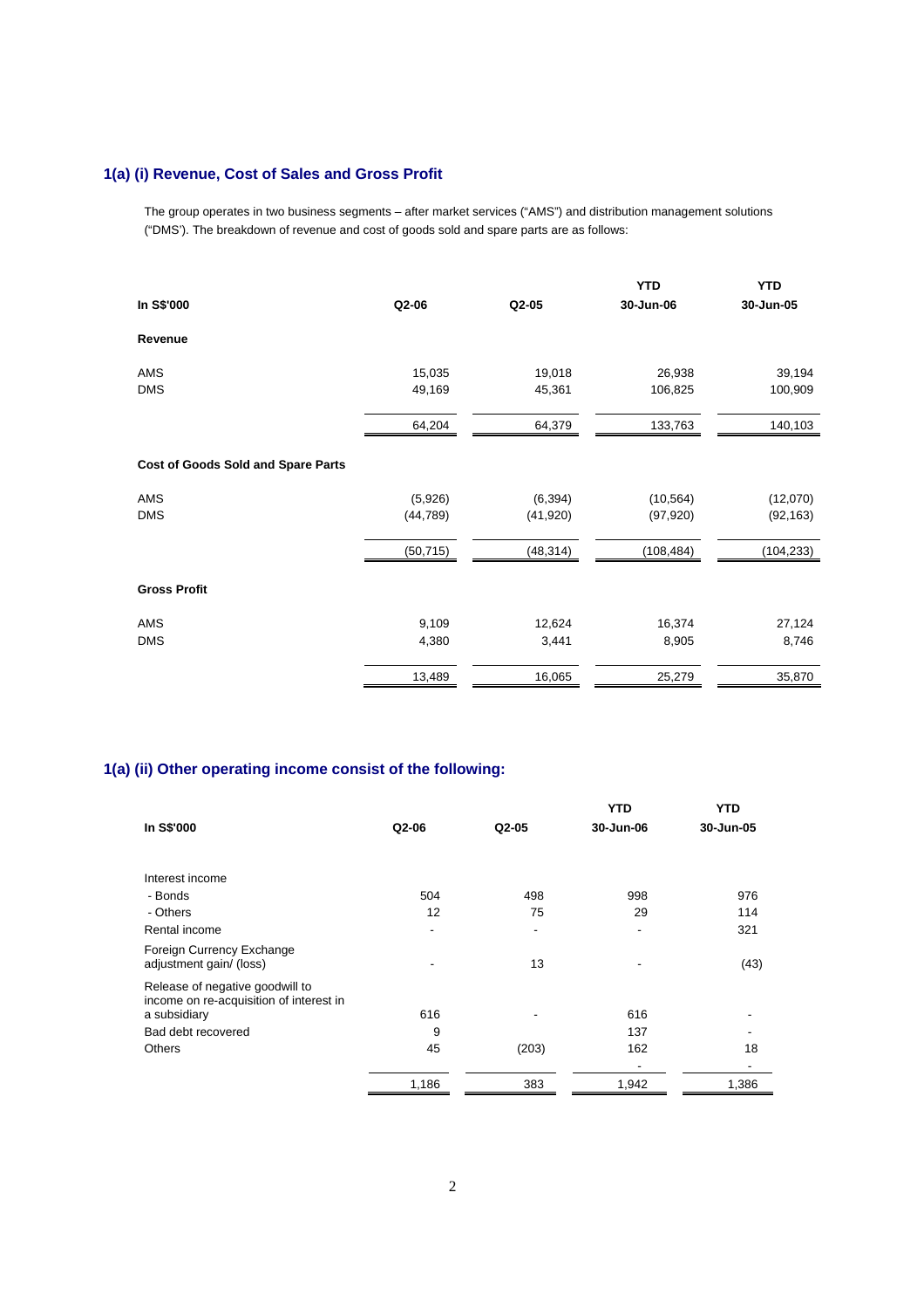## 1(a) (i) Revenue, Cost of Sales and Gross Profit

The group operates in two business segments – after market services ("AMS") and distribution management solutions ("DMS'). The breakdown of revenue and cost of goods sold and spare parts are as follows:

| In S$'000 | Q2-06 | Q2-05 | YTD 30-Jun-06 | YTD 30-Jun-05 |
|---|---|---|---|---|
| **Revenue** | | | | |
| AMS | 15,035 | 19,018 | 26,938 | 39,194 |
| DMS | 49,169 | 45,361 | 106,825 | 100,909 |
| | 64,204 | 64,379 | 133,763 | 140,103 |
| **Cost of Goods Sold and Spare Parts** | | | | |
| AMS | (5,926) | (6,394) | (10,564) | (12,070) |
| DMS | (44,789) | (41,920) | (97,920) | (92,163) |
| | (50,715) | (48,314) | (108,484) | (104,233) |
| **Gross Profit** | | | | |
| AMS | 9,109 | 12,624 | 16,374 | 27,124 |
| DMS | 4,380 | 3,441 | 8,905 | 8,746 |
| | 13,489 | 16,065 | 25,279 | 35,870 |

## 1(a) (ii) Other operating income consist of the following:

| In S$'000 | Q2-06 | Q2-05 | YTD 30-Jun-06 | YTD 30-Jun-05 |
|---|---|---|---|---|
| Interest income | | | | |
| - Bonds | 504 | 498 | 998 | 976 |
| - Others | 12 | 75 | 29 | 114 |
| Rental income | - | - | - | 321 |
| Foreign Currency Exchange adjustment gain/ (loss) | - | 13 | - | (43) |
| Release of negative goodwill to income on re-acquisition of interest in a subsidiary | 616 | - | 616 | - |
| Bad debt recovered | 9 | | 137 | - |
| Others | 45 | (203) | 162 | 18 |
| | | | - | - |
| | 1,186 | 383 | 1,942 | 1,386 |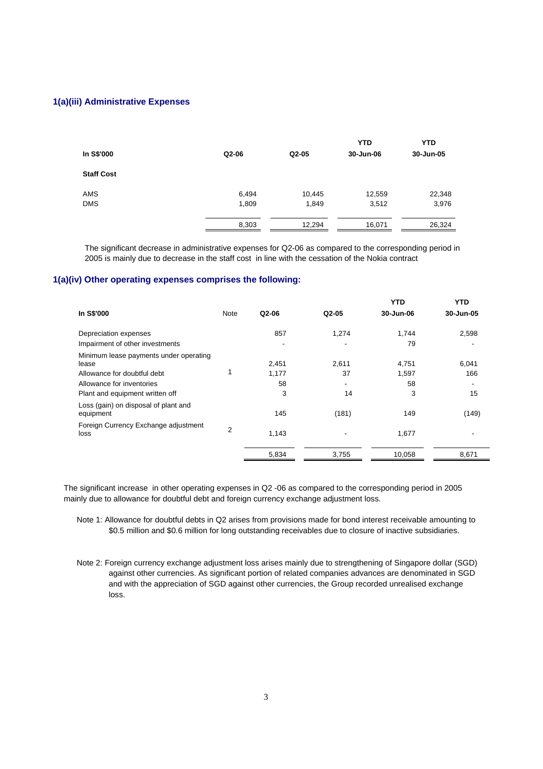### 1(a)(iii) Administrative Expenses

| In S$'000 | Q2-06 | Q2-05 | YTD 30-Jun-06 | YTD 30-Jun-05 |
|---|---|---|---|---|
| **Staff Cost** | | | | |
| AMS | 6,494 | 10,445 | 12,559 | 22,348 |
| DMS | 1,809 | 1,849 | 3,512 | 3,976 |
| | 8,303 | 12,294 | 16,071 | 26,324 |

The significant decrease in administrative expenses for Q2-06 as compared to the corresponding period in 2005 is mainly due to decrease in the staff cost in line with the cessation of the Nokia contract

### 1(a)(iv) Other operating expenses comprises the following:

| In S$'000 | Note | Q2-06 | Q2-05 | YTD 30-Jun-06 | YTD 30-Jun-05 |
|---|---|---|---|---|---|
| Depreciation expenses | | 857 | 1,274 | 1,744 | 2,598 |
| Impairment of other investments | | - | - | 79 | - |
| Minimum lease payments under operating lease | | 2,451 | 2,611 | 4,751 | 6,041 |
| Allowance for doubtful debt | 1 | 1,177 | 37 | 1,597 | 166 |
| Allowance for inventories | | 58 | - | 58 | - |
| Plant and equipment written off | | 3 | 14 | 3 | 15 |
| Loss (gain) on disposal of plant and equipment | | 145 | (181) | 149 | (149) |
| Foreign Currency Exchange adjustment loss | 2 | 1,143 | - | 1,677 | - |
| | | 5,834 | 3,755 | 10,058 | 8,671 |

The significant increase in other operating expenses in Q2 -06 as compared to the corresponding period in 2005 mainly due to allowance for doubtful debt and foreign currency exchange adjustment loss.

Note 1: Allowance for doubtful debts in Q2 arises from provisions made for bond interest receivable amounting to $0.5 million and $0.6 million for long outstanding receivables due to closure of inactive subsidiaries.

Note 2: Foreign currency exchange adjustment loss arises mainly due to strengthening of Singapore dollar (SGD) against other currencies. As significant portion of related companies advances are denominated in SGD and with the appreciation of SGD against other currencies, the Group recorded unrealised exchange loss.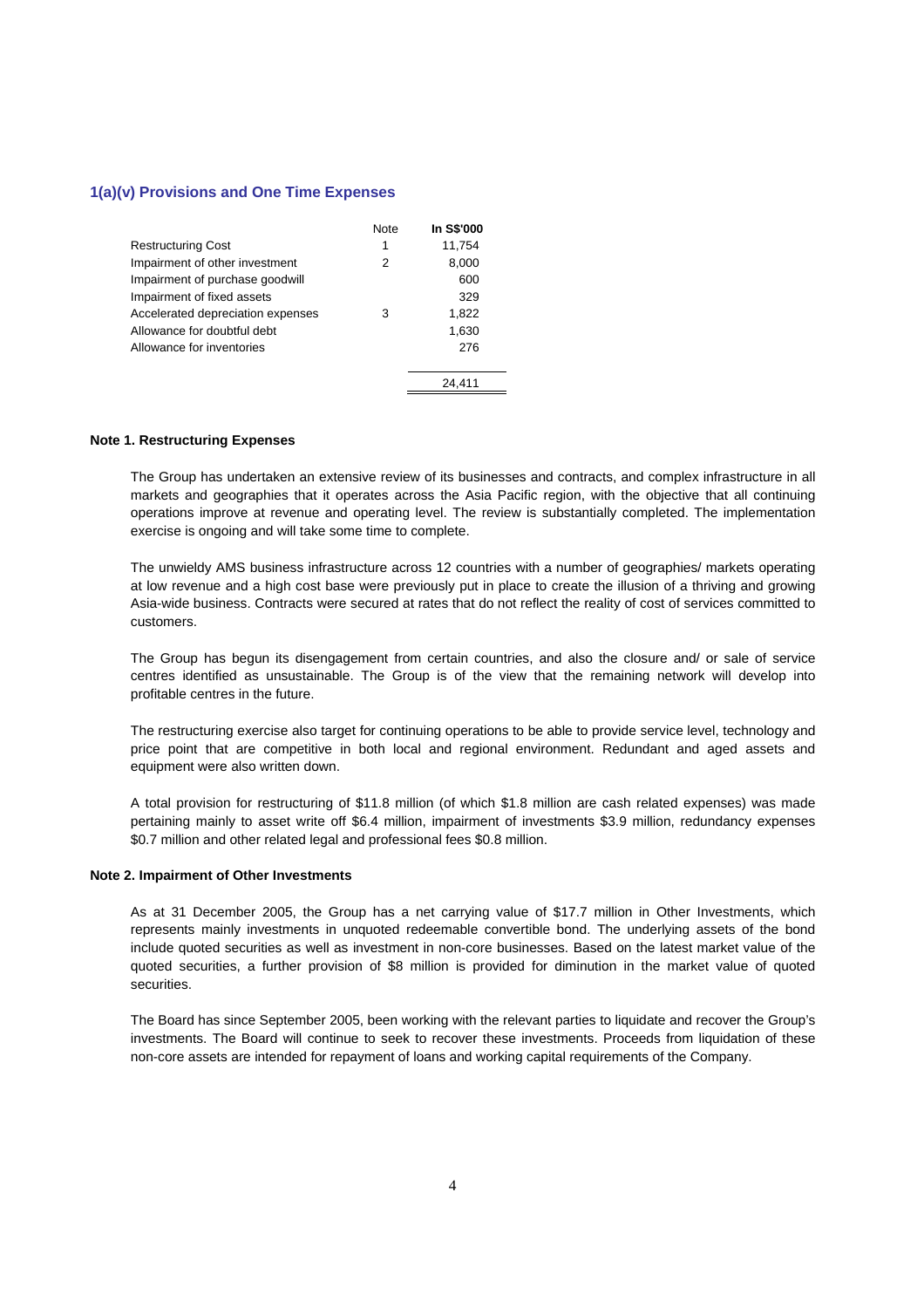### 1(a)(v) Provisions and One Time Expenses

| | Note | In S$'000 |
|---|---|---|
| Restructuring Cost | 1 | 11,754 |
| Impairment of other investment | 2 | 8,000 |
| Impairment of purchase goodwill | | 600 |
| Impairment of fixed assets | | 329 |
| Accelerated depreciation expenses | 3 | 1,822 |
| Allowance for doubtful debt | | 1,630 |
| Allowance for inventories | | 276 |
| | | 24,411 |

**Note 1. Restructuring Expenses**

The Group has undertaken an extensive review of its businesses and contracts, and complex infrastructure in all markets and geographies that it operates across the Asia Pacific region, with the objective that all continuing operations improve at revenue and operating level. The review is substantially completed. The implementation exercise is ongoing and will take some time to complete.

The unwieldy AMS business infrastructure across 12 countries with a number of geographies/ markets operating at low revenue and a high cost base were previously put in place to create the illusion of a thriving and growing Asia-wide business. Contracts were secured at rates that do not reflect the reality of cost of services committed to customers.

The Group has begun its disengagement from certain countries, and also the closure and/ or sale of service centres identified as unsustainable. The Group is of the view that the remaining network will develop into profitable centres in the future.

The restructuring exercise also target for continuing operations to be able to provide service level, technology and price point that are competitive in both local and regional environment. Redundant and aged assets and equipment were also written down.

A total provision for restructuring of $11.8 million (of which $1.8 million are cash related expenses) was made pertaining mainly to asset write off $6.4 million, impairment of investments $3.9 million, redundancy expenses $0.7 million and other related legal and professional fees $0.8 million.

**Note 2. Impairment of Other Investments**

As at 31 December 2005, the Group has a net carrying value of $17.7 million in Other Investments, which represents mainly investments in unquoted redeemable convertible bond. The underlying assets of the bond include quoted securities as well as investment in non-core businesses. Based on the latest market value of the quoted securities, a further provision of $8 million is provided for diminution in the market value of quoted securities.

The Board has since September 2005, been working with the relevant parties to liquidate and recover the Group's investments. The Board will continue to seek to recover these investments. Proceeds from liquidation of these non-core assets are intended for repayment of loans and working capital requirements of the Company.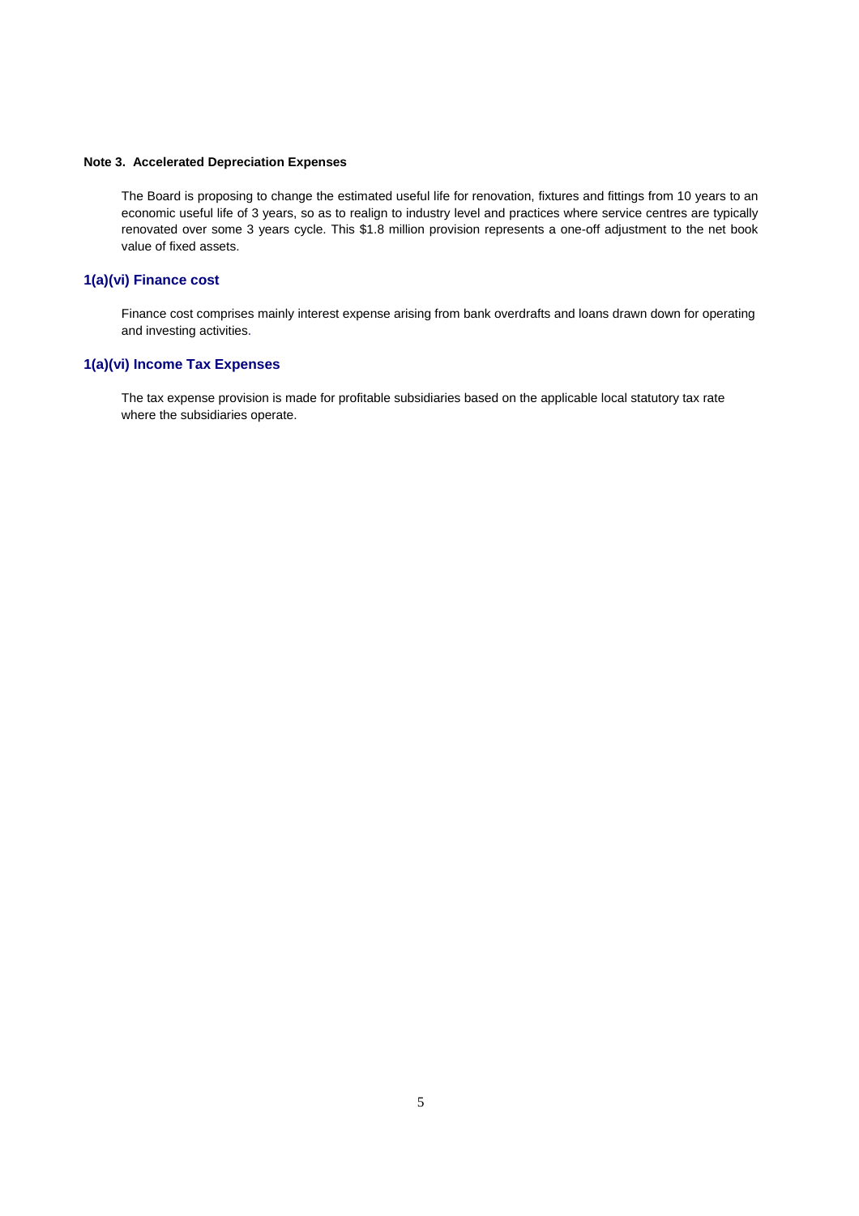**Note 3. Accelerated Depreciation Expenses**

The Board is proposing to change the estimated useful life for renovation, fixtures and fittings from 10 years to an economic useful life of 3 years, so as to realign to industry level and practices where service centres are typically renovated over some 3 years cycle. This $1.8 million provision represents a one-off adjustment to the net book value of fixed assets.

### 1(a)(vi) Finance cost

Finance cost comprises mainly interest expense arising from bank overdrafts and loans drawn down for operating and investing activities.

### 1(a)(vi) Income Tax Expenses

The tax expense provision is made for profitable subsidiaries based on the applicable local statutory tax rate where the subsidiaries operate.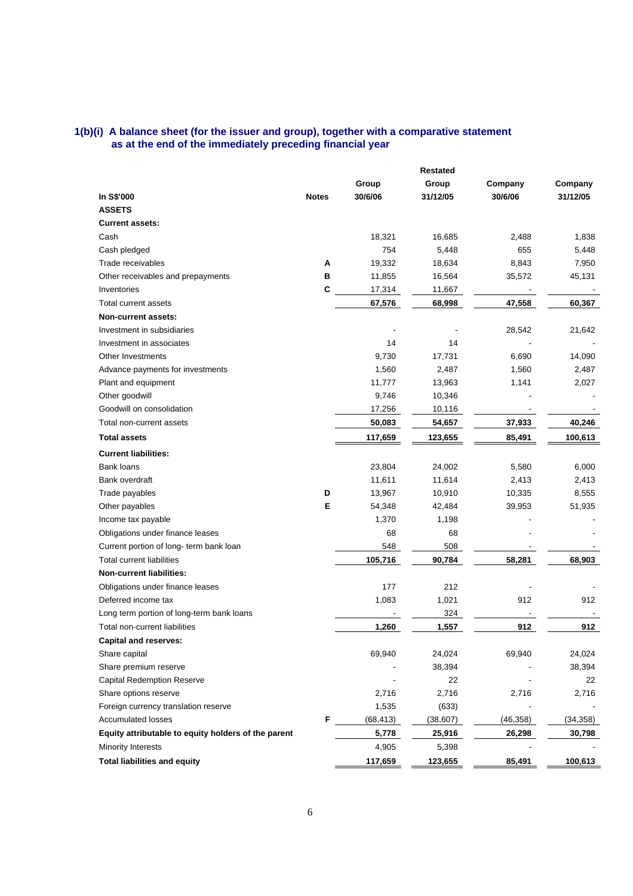## 1(b)(i) A balance sheet (for the issuer and group), together with a comparative statement as at the end of the immediately preceding financial year

| In S$'000 | Notes | Group 30/6/06 | Restated Group 31/12/05 | Company 30/6/06 | Company 31/12/05 |
|---|---|---|---|---|---|
| **ASSETS** | | | | | |
| **Current assets:** | | | | | |
| Cash | | 18,321 | 16,685 | 2,488 | 1,838 |
| Cash pledged | | 754 | 5,448 | 655 | 5,448 |
| Trade receivables | A | 19,332 | 18,634 | 8,843 | 7,950 |
| Other receivables and prepayments | B | 11,855 | 16,564 | 35,572 | 45,131 |
| Inventories | C | 17,314 | 11,667 | - | - |
| Total current assets | | **67,576** | **68,998** | **47,558** | **60,367** |
| **Non-current assets:** | | | | | |
| Investment in subsidiaries | | - | - | 28,542 | 21,642 |
| Investment in associates | | 14 | 14 | - | - |
| Other Investments | | 9,730 | 17,731 | 6,690 | 14,090 |
| Advance payments for investments | | 1,560 | 2,487 | 1,560 | 2,487 |
| Plant and equipment | | 11,777 | 13,963 | 1,141 | 2,027 |
| Other goodwill | | 9,746 | 10,346 | - | - |
| Goodwill on consolidation | | 17,256 | 10,116 | - | - |
| Total non-current assets | | **50,083** | **54,657** | **37,933** | **40,246** |
| **Total assets** | | **117,659** | **123,655** | **85,491** | **100,613** |
| **Current liabilities:** | | | | | |
| Bank loans | | 23,804 | 24,002 | 5,580 | 6,000 |
| Bank overdraft | | 11,611 | 11,614 | 2,413 | 2,413 |
| Trade payables | D | 13,967 | 10,910 | 10,335 | 8,555 |
| Other payables | E | 54,348 | 42,484 | 39,953 | 51,935 |
| Income tax payable | | 1,370 | 1,198 | - | - |
| Obligations under finance leases | | 68 | 68 | - | - |
| Current portion of long- term bank loan | | 548 | 508 | - | - |
| Total current liabilities | | **105,716** | **90,784** | **58,281** | **68,903** |
| **Non-current liabilities:** | | | | | |
| Obligations under finance leases | | 177 | 212 | - | - |
| Deferred income tax | | 1,083 | 1,021 | 912 | 912 |
| Long term portion of long-term bank loans | | - | 324 | - | - |
| Total non-current liabilities | | **1,260** | **1,557** | **912** | **912** |
| **Capital and reserves:** | | | | | |
| Share capital | | 69,940 | 24,024 | 69,940 | 24,024 |
| Share premium reserve | | - | 38,394 | - | 38,394 |
| Capital Redemption Reserve | | - | 22 | - | 22 |
| Share options reserve | | 2,716 | 2,716 | 2,716 | 2,716 |
| Foreign currency translation reserve | | 1,535 | (633) | - | - |
| Accumulated losses | F | (68,413) | (38,607) | (46,358) | (34,358) |
| **Equity attributable to equity holders of the parent** | | **5,778** | **25,916** | **26,298** | **30,798** |
| Minority Interests | | 4,905 | 5,398 | - | - |
| **Total liabilities and equity** | | **117,659** | **123,655** | **85,491** | **100,613** |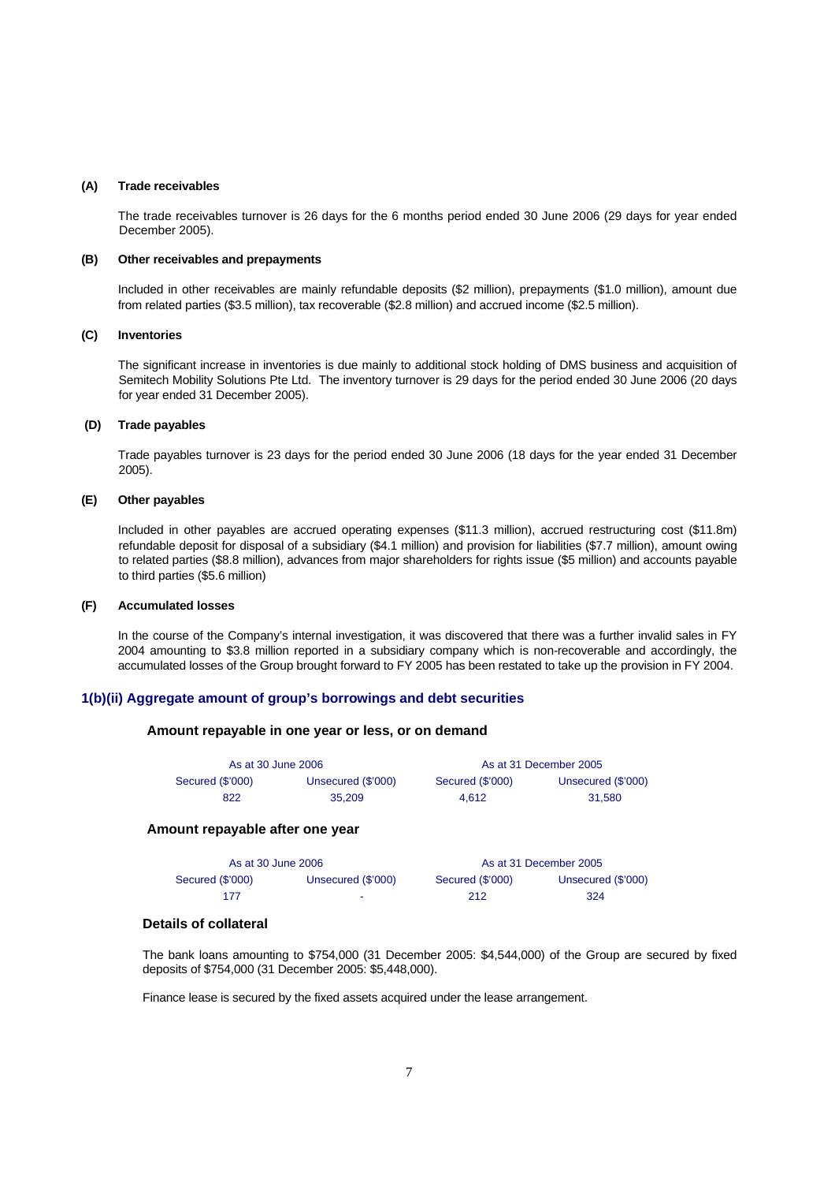**(A) Trade receivables**

The trade receivables turnover is 26 days for the 6 months period ended 30 June 2006 (29 days for year ended December 2005).

**(B) Other receivables and prepayments**

Included in other receivables are mainly refundable deposits ($2 million), prepayments ($1.0 million), amount due from related parties ($3.5 million), tax recoverable ($2.8 million) and accrued income ($2.5 million).

**(C) Inventories**

The significant increase in inventories is due mainly to additional stock holding of DMS business and acquisition of Semitech Mobility Solutions Pte Ltd. The inventory turnover is 29 days for the period ended 30 June 2006 (20 days for year ended 31 December 2005).

**(D) Trade payables**

Trade payables turnover is 23 days for the period ended 30 June 2006 (18 days for the year ended 31 December 2005).

**(E) Other payables**

Included in other payables are accrued operating expenses ($11.3 million), accrued restructuring cost ($11.8m) refundable deposit for disposal of a subsidiary ($4.1 million) and provision for liabilities ($7.7 million), amount owing to related parties ($8.8 million), advances from major shareholders for rights issue ($5 million) and accounts payable to third parties ($5.6 million)

**(F) Accumulated losses**

In the course of the Company's internal investigation, it was discovered that there was a further invalid sales in FY 2004 amounting to $3.8 million reported in a subsidiary company which is non-recoverable and accordingly, the accumulated losses of the Group brought forward to FY 2005 has been restated to take up the provision in FY 2004.

## 1(b)(ii) Aggregate amount of group's borrowings and debt securities

### Amount repayable in one year or less, or on demand

| As at 30 June 2006 | | As at 31 December 2005 | |
|---|---|---|---|
| Secured ($'000) | Unsecured ($'000) | Secured ($'000) | Unsecured ($'000) |
| 822 | 35,209 | 4,612 | 31,580 |

### Amount repayable after one year

| As at 30 June 2006 | | As at 31 December 2005 | |
|---|---|---|---|
| Secured ($'000) | Unsecured ($'000) | Secured ($'000) | Unsecured ($'000) |
| 177 | - | 212 | 324 |

### Details of collateral

The bank loans amounting to $754,000 (31 December 2005: $4,544,000) of the Group are secured by fixed deposits of $754,000 (31 December 2005: $5,448,000).

Finance lease is secured by the fixed assets acquired under the lease arrangement.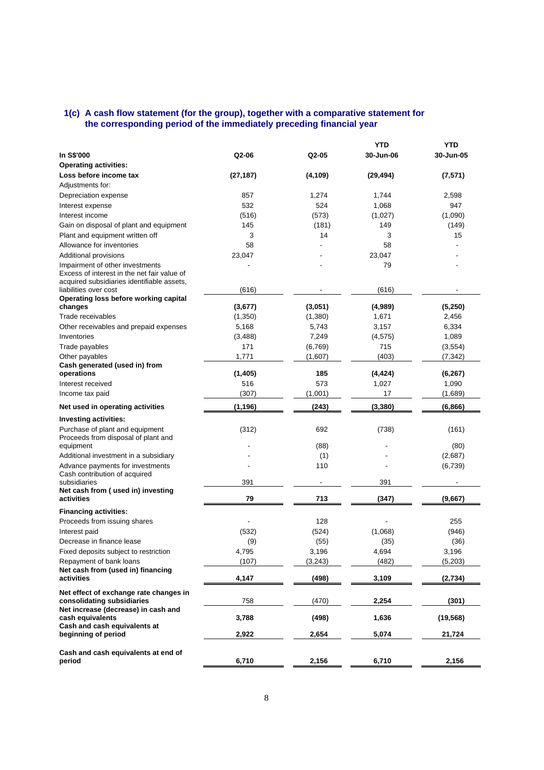### 1(c) A cash flow statement (for the group), together with a comparative statement for the corresponding period of the immediately preceding financial year

| In S$'000 | Q2-06 | Q2-05 | YTD 30-Jun-06 | YTD 30-Jun-05 |
|---|---|---|---|---|
| **Operating activities:** | | | | |
| **Loss before income tax** | **(27,187)** | **(4,109)** | **(29,494)** | **(7,571)** |
| Adjustments for: | | | | |
| Depreciation expense | 857 | 1,274 | 1,744 | 2,598 |
| Interest expense | 532 | 524 | 1,068 | 947 |
| Interest income | (516) | (573) | (1,027) | (1,090) |
| Gain on disposal of plant and equipment | 145 | (181) | 149 | (149) |
| Plant and equipment written off | 3 | 14 | 3 | 15 |
| Allowance for inventories | 58 | - | 58 | - |
| Additional provisions | 23,047 | - | 23,047 | - |
| Impairment of other investments | - | - | 79 | - |
| Excess of interest in the net fair value of acquired subsidiaries identifiable assets, liabilities over cost | (616) | - | (616) | - |
| **Operating loss before working capital changes** | **(3,677)** | **(3,051)** | **(4,989)** | **(5,250)** |
| Trade receivables | (1,350) | (1,380) | 1,671 | 2,456 |
| Other receivables and prepaid expenses | 5,168 | 5,743 | 3,157 | 6,334 |
| Inventories | (3,488) | 7,249 | (4,575) | 1,089 |
| Trade payables | 171 | (6,769) | 715 | (3,554) |
| Other payables | 1,771 | (1,607) | (403) | (7,342) |
| **Cash generated (used in) from operations** | **(1,405)** | **185** | **(4,424)** | **(6,267)** |
| Interest received | 516 | 573 | 1,027 | 1,090 |
| Income tax paid | (307) | (1,001) | 17 | (1,689) |
| **Net used in operating activities** | **(1,196)** | **(243)** | **(3,380)** | **(6,866)** |
| **Investing activities:** | | | | |
| Purchase of plant and equipment | (312) | 692 | (738) | (161) |
| Proceeds from disposal of plant and equipment | - | (88) | - | (80) |
| Additional investment in a subsidiary | - | (1) | - | (2,687) |
| Advance payments for investments | - | 110 | - | (6,739) |
| Cash contribution of acquired subsidiaries | 391 | - | 391 | - |
| **Net cash from ( used in) investing activities** | **79** | **713** | **(347)** | **(9,667)** |
| **Financing activities:** | | | | |
| Proceeds from issuing shares | - | 128 | - | 255 |
| Interest paid | (532) | (524) | (1,068) | (946) |
| Decrease in finance lease | (9) | (55) | (35) | (36) |
| Fixed deposits subject to restriction | 4,795 | 3,196 | 4,694 | 3,196 |
| Repayment of bank loans | (107) | (3,243) | (482) | (5,203) |
| **Net cash from (used in) financing activities** | **4,147** | **(498)** | **3,109** | **(2,734)** |
| **Net effect of exchange rate changes in consolidating subsidiaries** | 758 | (470) | **2,254** | **(301)** |
| **Net increase (decrease) in cash and cash equivalents** | **3,788** | **(498)** | **1,636** | **(19,568)** |
| **Cash and cash equivalents at beginning of period** | **2,922** | **2,654** | **5,074** | **21,724** |
| **Cash and cash equivalents at end of period** | **6,710** | **2,156** | **6,710** | **2,156** |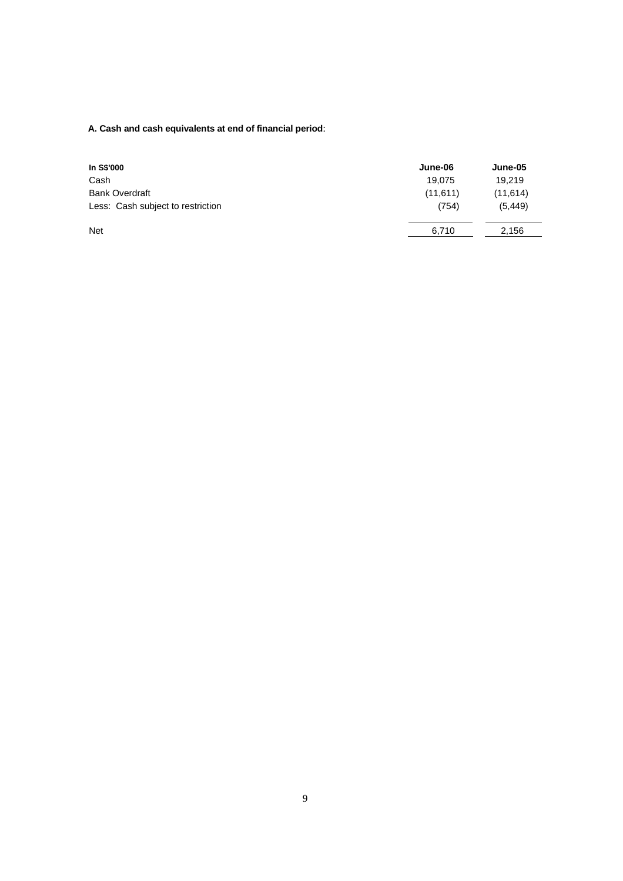**A. Cash and cash equivalents at end of financial period**:

| **In S$'000** | **June-06** | **June-05** |
|---|---|---|
| Cash | 19,075 | 19,219 |
| Bank Overdraft | (11,611) | (11,614) |
| Less: Cash subject to restriction | (754) | (5,449) |
| Net | 6,710 | 2,156 |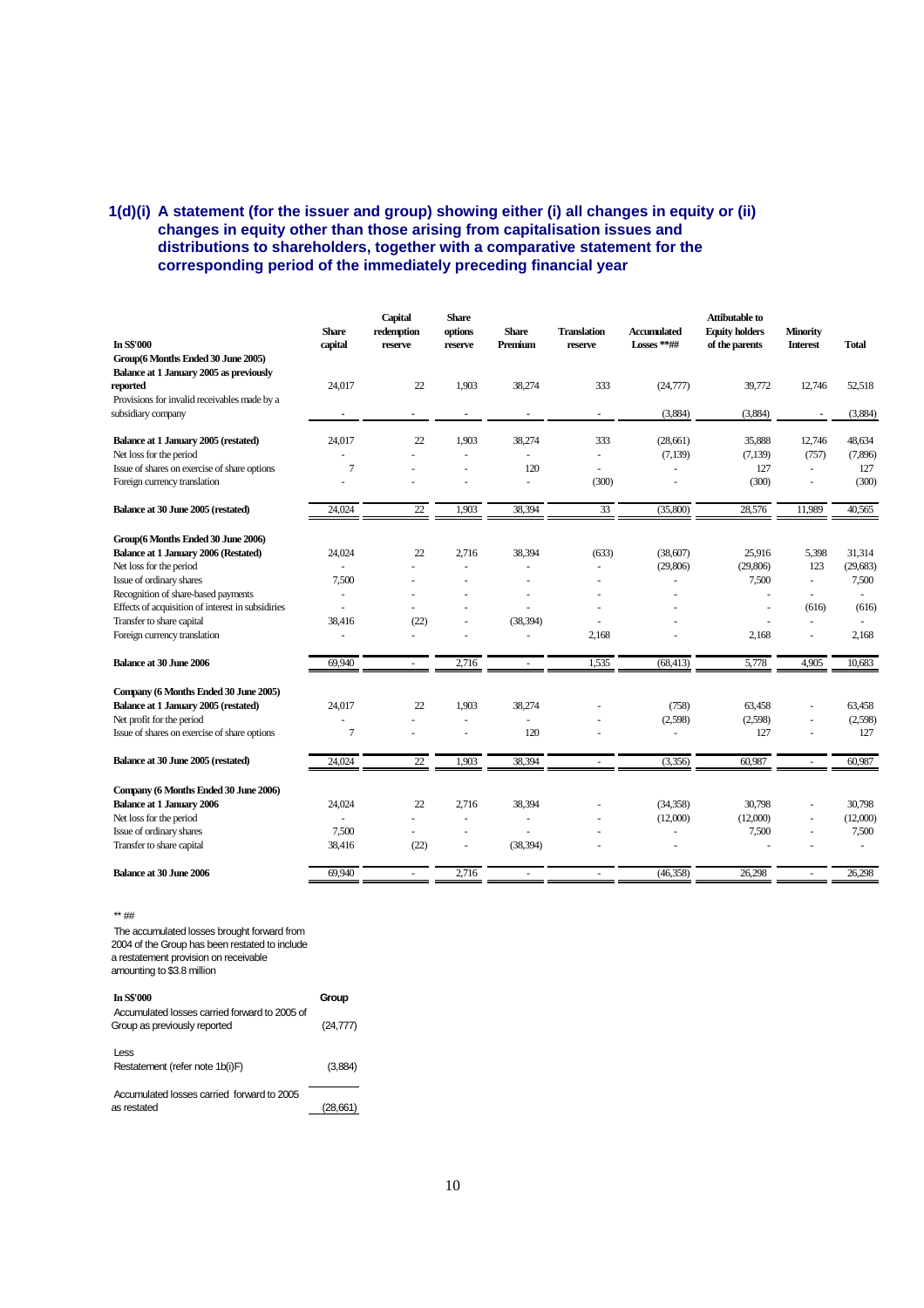## 1(d)(i) A statement (for the issuer and group) showing either (i) all changes in equity or (ii) changes in equity other than those arising from capitalisation issues and distributions to shareholders, together with a comparative statement for the corresponding period of the immediately preceding financial year

| In S$'000 | Share capital | Capital redemption reserve | Share options reserve | Share Premium | Translation reserve | Accumulated Losses **## | Attibutable to Equity holders of the parents | Minority Interest | Total |
|---|---|---|---|---|---|---|---|---|---|
| **Group(6 Months Ended 30 June 2005)** | | | | | | | | | |
| **Balance at 1 January 2005 as previously reported** | 24,017 | 22 | 1,903 | 38,274 | 333 | (24,777) | 39,772 | 12,746 | 52,518 |
| Provisions for invalid receivables made by a subsidiary company | - | - | - | - | - | (3,884) | (3,884) | - | (3,884) |
| **Balance at 1 January 2005 (restated)** | 24,017 | 22 | 1,903 | 38,274 | 333 | (28,661) | 35,888 | 12,746 | 48,634 |
| Net loss for the period | - | - | - | - | - | (7,139) | (7,139) | (757) | (7,896) |
| Issue of shares on exercise of share options | 7 | - | - | 120 | - | - | 127 | - | 127 |
| Foreign currency translation | - | - | - | - | (300) | - | (300) | - | (300) |
| **Balance at 30 June 2005 (restated)** | 24,024 | 22 | 1,903 | 38,394 | 33 | (35,800) | 28,576 | 11,989 | 40,565 |
| **Group(6 Months Ended 30 June 2006)** | | | | | | | | | |
| **Balance at 1 January 2006 (Restated)** | 24,024 | 22 | 2,716 | 38,394 | (633) | (38,607) | 25,916 | 5,398 | 31,314 |
| Net loss for the period | - | - | - | - | - | (29,806) | (29,806) | 123 | (29,683) |
| Issue of ordinary shares | 7,500 | - | - | - | - | - | 7,500 | - | 7,500 |
| Recognition of share-based payments | - | - | - | - | - | - | - | - | - |
| Effects of acquisition of interest in subsidiries | - | - | - | - | - | - | - | (616) | (616) |
| Transfer to share capital | 38,416 | (22) | - | (38,394) | - | - | - | - | - |
| Foreign currency translation | - | - | - | - | 2,168 | - | 2,168 | - | 2,168 |
| **Balance at 30 June 2006** | 69,940 | - | 2,716 | - | 1,535 | (68,413) | 5,778 | 4,905 | 10,683 |
| **Company (6 Months Ended 30 June 2005)** | | | | | | | | | |
| **Balance at 1 January 2005 (restated)** | 24,017 | 22 | 1,903 | 38,274 | - | (758) | 63,458 | - | 63,458 |
| Net profit for the period | - | - | - | - | - | (2,598) | (2,598) | - | (2,598) |
| Issue of shares on exercise of share options | 7 | - | - | 120 | - | - | 127 | - | 127 |
| **Balance at 30 June 2005 (restated)** | 24,024 | 22 | 1,903 | 38,394 | - | (3,356) | 60,987 | - | 60,987 |
| **Company (6 Months Ended 30 June 2006)** | | | | | | | | | |
| **Balance at 1 January 2006** | 24,024 | 22 | 2,716 | 38,394 | - | (34,358) | 30,798 | - | 30,798 |
| Net loss for the period | - | - | - | - | - | (12,000) | (12,000) | - | (12,000) |
| Issue of ordinary shares | 7,500 | - | - | - | - | - | 7,500 | - | 7,500 |
| Transfer to share capital | 38,416 | (22) | - | (38,394) | - | - | - | - | - |
| **Balance at 30 June 2006** | 69,940 | - | 2,716 | - | - | (46,358) | 26,298 | - | 26,298 |

** ##

The accumulated losses brought forward from 2004 of the Group has been restated to include a restatement provision on receivable amounting to $3.8 million

| In S$'000 | Group |
|---|---|
| Accumulated losses carried forward to 2005 of Group as previously reported | (24,777) |
| Less<br>Restatement (refer note 1b(i)F) | (3,884) |
| Accumulated losses carried forward to 2005 as restated | (28,661) |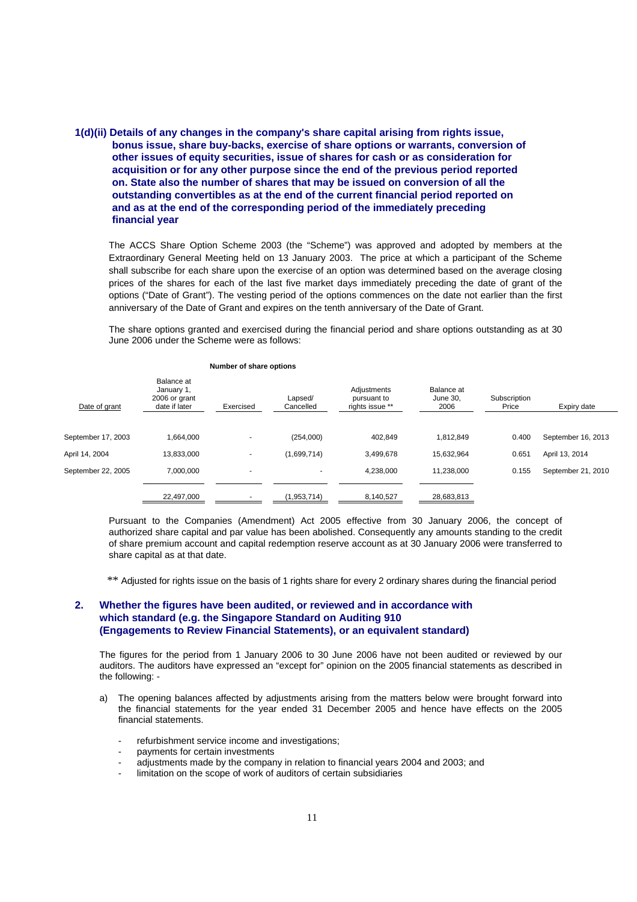**1(d)(ii) Details of any changes in the company's share capital arising from rights issue, bonus issue, share buy-backs, exercise of share options or warrants, conversion of other issues of equity securities, issue of shares for cash or as consideration for acquisition or for any other purpose since the end of the previous period reported on. State also the number of shares that may be issued on conversion of all the outstanding convertibles as at the end of the current financial period reported on and as at the end of the corresponding period of the immediately preceding financial year**

The ACCS Share Option Scheme 2003 (the "Scheme") was approved and adopted by members at the Extraordinary General Meeting held on 13 January 2003. The price at which a participant of the Scheme shall subscribe for each share upon the exercise of an option was determined based on the average closing prices of the shares for each of the last five market days immediately preceding the date of grant of the options ("Date of Grant"). The vesting period of the options commences on the date not earlier than the first anniversary of the Date of Grant and expires on the tenth anniversary of the Date of Grant.

The share options granted and exercised during the financial period and share options outstanding as at 30 June 2006 under the Scheme were as follows:

| | **Number of share options** | | | | | | |
|---|---|---|---|---|---|---|---|
| Date of grant | Balance at January 1, 2006 or grant date if later | Exercised | Lapsed/ Cancelled | Adjustments pursuant to rights issue ** | Balance at June 30, 2006 | Subscription Price | Expiry date |
| September 17, 2003 | 1,664,000 | - | (254,000) | 402,849 | 1,812,849 | 0.400 | September 16, 2013 |
| April 14, 2004 | 13,833,000 | - | (1,699,714) | 3,499,678 | 15,632,964 | 0.651 | April 13, 2014 |
| September 22, 2005 | 7,000,000 | - | - | 4,238,000 | 11,238,000 | 0.155 | September 21, 2010 |
| | 22,497,000 | - | (1,953,714) | 8,140,527 | 28,683,813 | | |

Pursuant to the Companies (Amendment) Act 2005 effective from 30 January 2006, the concept of authorized share capital and par value has been abolished. Consequently any amounts standing to the credit of share premium account and capital redemption reserve account as at 30 January 2006 were transferred to share capital as at that date.

** Adjusted for rights issue on the basis of 1 rights share for every 2 ordinary shares during the financial period

## 2. Whether the figures have been audited, or reviewed and in accordance with which standard (e.g. the Singapore Standard on Auditing 910 (Engagements to Review Financial Statements), or an equivalent standard)

The figures for the period from 1 January 2006 to 30 June 2006 have not been audited or reviewed by our auditors. The auditors have expressed an "except for" opinion on the 2005 financial statements as described in the following: -

a) The opening balances affected by adjustments arising from the matters below were brought forward into the financial statements for the year ended 31 December 2005 and hence have effects on the 2005 financial statements.

- refurbishment service income and investigations;
- payments for certain investments
- adjustments made by the company in relation to financial years 2004 and 2003; and
- limitation on the scope of work of auditors of certain subsidiaries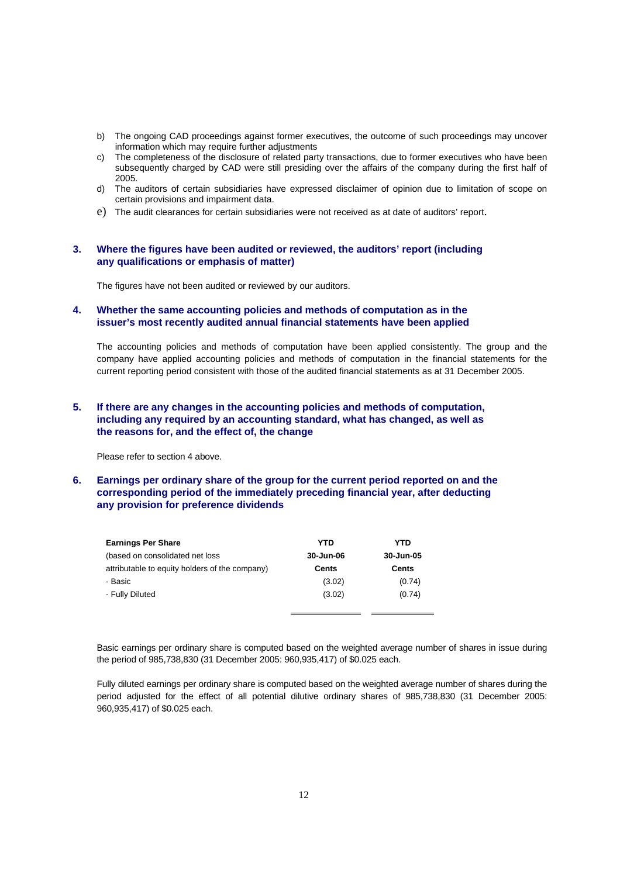b) The ongoing CAD proceedings against former executives, the outcome of such proceedings may uncover information which may require further adjustments
c) The completeness of the disclosure of related party transactions, due to former executives who have been subsequently charged by CAD were still presiding over the affairs of the company during the first half of 2005.
d) The auditors of certain subsidiaries have expressed disclaimer of opinion due to limitation of scope on certain provisions and impairment data.
e) The audit clearances for certain subsidiaries were not received as at date of auditors' report.

## 3. Where the figures have been audited or reviewed, the auditors' report (including any qualifications or emphasis of matter)

The figures have not been audited or reviewed by our auditors.

## 4. Whether the same accounting policies and methods of computation as in the issuer's most recently audited annual financial statements have been applied

The accounting policies and methods of computation have been applied consistently. The group and the company have applied accounting policies and methods of computation in the financial statements for the current reporting period consistent with those of the audited financial statements as at 31 December 2005.

## 5. If there are any changes in the accounting policies and methods of computation, including any required by an accounting standard, what has changed, as well as the reasons for, and the effect of, the change

Please refer to section 4 above.

## 6. Earnings per ordinary share of the group for the current period reported on and the corresponding period of the immediately preceding financial year, after deducting any provision for preference dividends

| **Earnings Per Share** | **YTD** | **YTD** |
|---|---|---|
| (based on consolidated net loss | **30-Jun-06** | **30-Jun-05** |
| attributable to equity holders of the company) | **Cents** | **Cents** |
| - Basic | (3.02) | (0.74) |
| - Fully Diluted | (3.02) | (0.74) |

Basic earnings per ordinary share is computed based on the weighted average number of shares in issue during the period of 985,738,830 (31 December 2005: 960,935,417) of $0.025 each.

Fully diluted earnings per ordinary share is computed based on the weighted average number of shares during the period adjusted for the effect of all potential dilutive ordinary shares of 985,738,830 (31 December 2005: 960,935,417) of $0.025 each.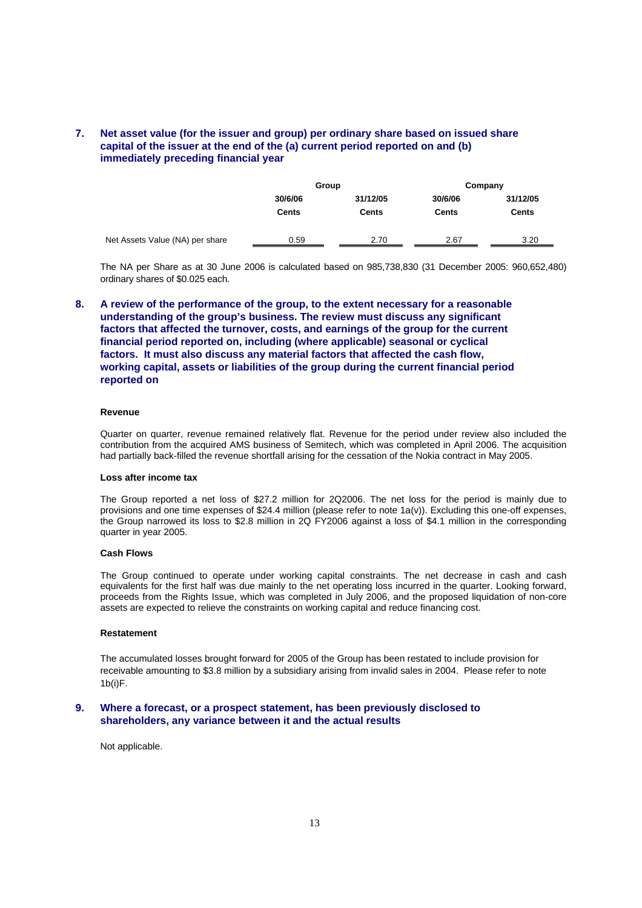## 7. Net asset value (for the issuer and group) per ordinary share based on issued share capital of the issuer at the end of the (a) current period reported on and (b) immediately preceding financial year

| | Group | | Company | |
|---|---|---|---|---|
| | 30/6/06 | 31/12/05 | 30/6/06 | 31/12/05 |
| | Cents | Cents | Cents | Cents |
| Net Assets Value (NA) per share | 0.59 | 2.70 | 2.67 | 3.20 |

The NA per Share as at 30 June 2006 is calculated based on 985,738,830 (31 December 2005: 960,652,480) ordinary shares of $0.025 each.

## 8. A review of the performance of the group, to the extent necessary for a reasonable understanding of the group's business. The review must discuss any significant factors that affected the turnover, costs, and earnings of the group for the current financial period reported on, including (where applicable) seasonal or cyclical factors. It must also discuss any material factors that affected the cash flow, working capital, assets or liabilities of the group during the current financial period reported on

**Revenue**

Quarter on quarter, revenue remained relatively flat. Revenue for the period under review also included the contribution from the acquired AMS business of Semitech, which was completed in April 2006. The acquisition had partially back-filled the revenue shortfall arising for the cessation of the Nokia contract in May 2005.

**Loss after income tax**

The Group reported a net loss of $27.2 million for 2Q2006. The net loss for the period is mainly due to provisions and one time expenses of $24.4 million (please refer to note 1a(v)). Excluding this one-off expenses, the Group narrowed its loss to $2.8 million in 2Q FY2006 against a loss of $4.1 million in the corresponding quarter in year 2005.

**Cash Flows**

The Group continued to operate under working capital constraints. The net decrease in cash and cash equivalents for the first half was due mainly to the net operating loss incurred in the quarter. Looking forward, proceeds from the Rights Issue, which was completed in July 2006, and the proposed liquidation of non-core assets are expected to relieve the constraints on working capital and reduce financing cost.

**Restatement**

The accumulated losses brought forward for 2005 of the Group has been restated to include provision for receivable amounting to $3.8 million by a subsidiary arising from invalid sales in 2004. Please refer to note 1b(i)F.

## 9. Where a forecast, or a prospect statement, has been previously disclosed to shareholders, any variance between it and the actual results

Not applicable.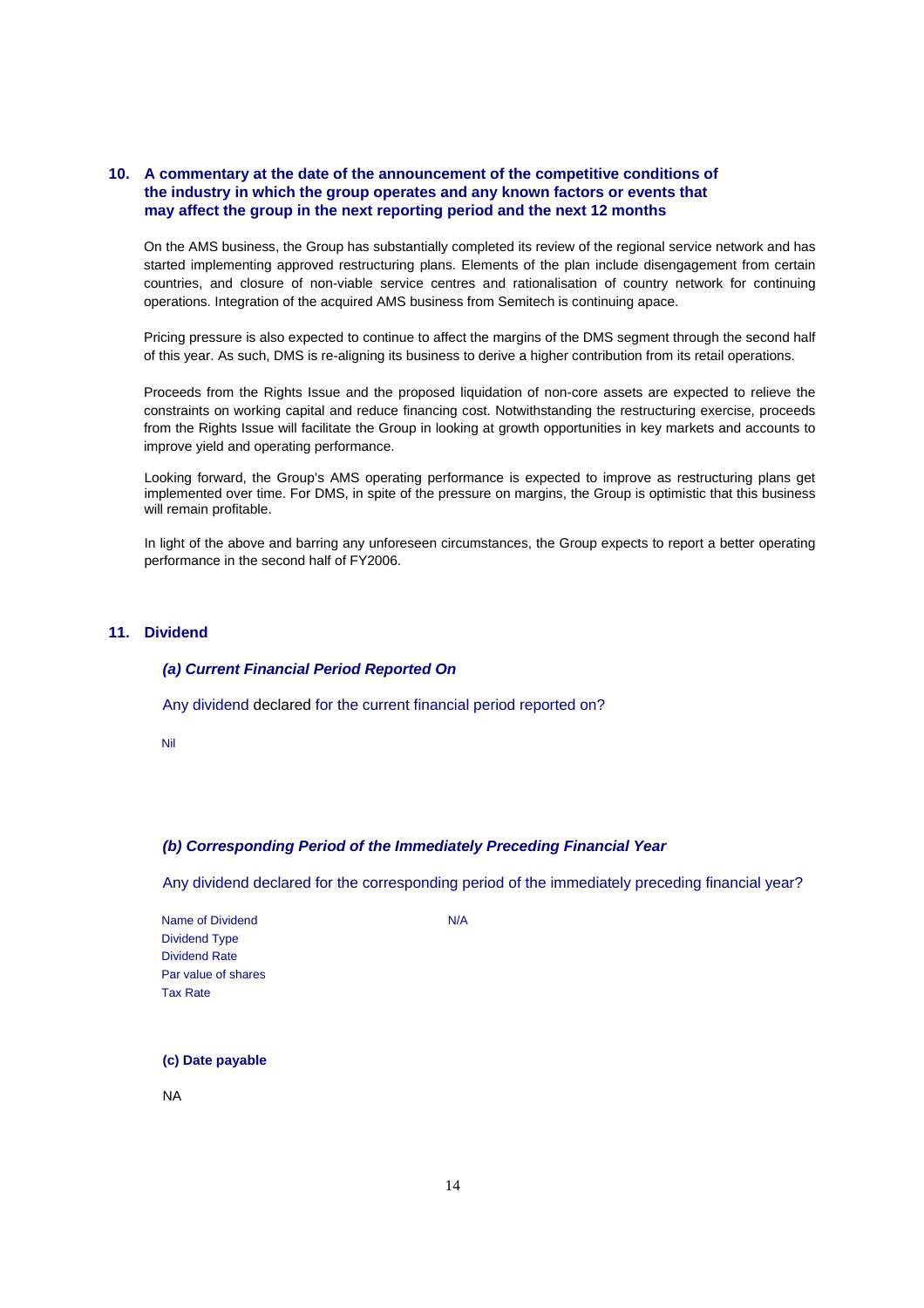## 10. A commentary at the date of the announcement of the competitive conditions of the industry in which the group operates and any known factors or events that may affect the group in the next reporting period and the next 12 months

On the AMS business, the Group has substantially completed its review of the regional service network and has started implementing approved restructuring plans. Elements of the plan include disengagement from certain countries, and closure of non-viable service centres and rationalisation of country network for continuing operations. Integration of the acquired AMS business from Semitech is continuing apace.

Pricing pressure is also expected to continue to affect the margins of the DMS segment through the second half of this year. As such, DMS is re-aligning its business to derive a higher contribution from its retail operations.

Proceeds from the Rights Issue and the proposed liquidation of non-core assets are expected to relieve the constraints on working capital and reduce financing cost. Notwithstanding the restructuring exercise, proceeds from the Rights Issue will facilitate the Group in looking at growth opportunities in key markets and accounts to improve yield and operating performance.

Looking forward, the Group's AMS operating performance is expected to improve as restructuring plans get implemented over time. For DMS, in spite of the pressure on margins, the Group is optimistic that this business will remain profitable.

In light of the above and barring any unforeseen circumstances, the Group expects to report a better operating performance in the second half of FY2006.

## 11. Dividend

### *(a) Current Financial Period Reported On*

Any dividend declared for the current financial period reported on?

Nil

### *(b) Corresponding Period of the Immediately Preceding Financial Year*

Any dividend declared for the corresponding period of the immediately preceding financial year?

| | |
|---|---|
| Name of Dividend | N/A |
| Dividend Type | |
| Dividend Rate | |
| Par value of shares | |
| Tax Rate | |

### (c) Date payable

NA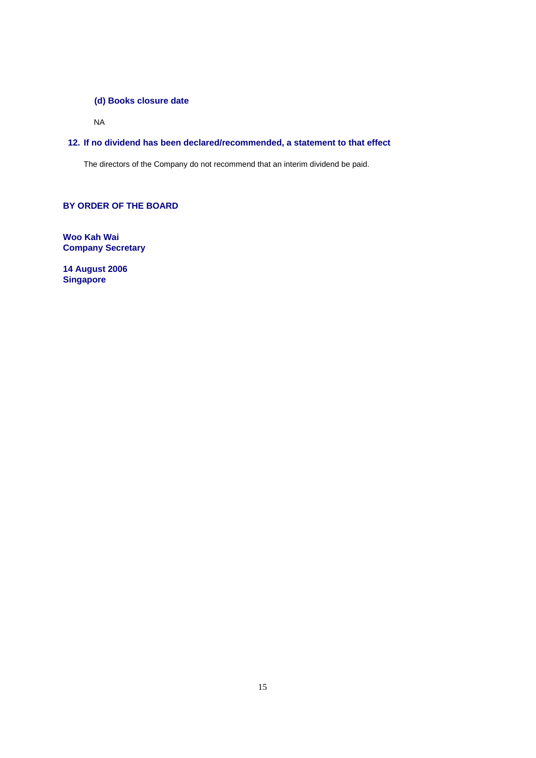**(d) Books closure date**

NA

## 12. If no dividend has been declared/recommended, a statement to that effect

The directors of the Company do not recommend that an interim dividend be paid.

**BY ORDER OF THE BOARD**

**Woo Kah Wai**
**Company Secretary**

**14 August 2006**
**Singapore**